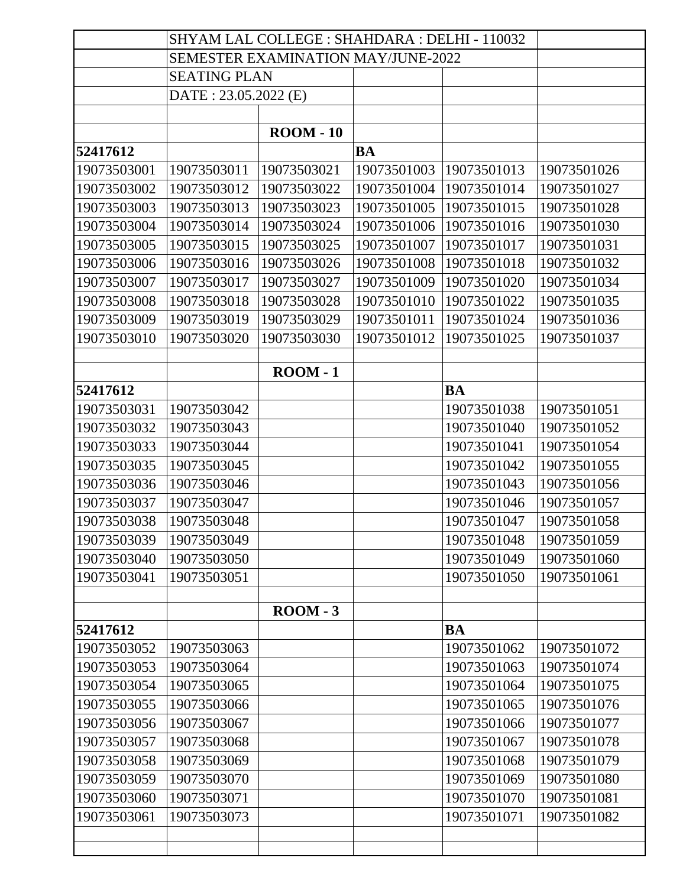| | SHYAM LAL COLLEGE : SHAHDARA : DELHI - 110032 | | | | |
|---|---|---|---|---|---|
| | SEMESTER EXAMINATION MAY/JUNE-2022 | | | | |
| | SEATING PLAN | | | | |
| | DATE : 23.05.2022 (E) | | | | |
| | | | | | |
| | | **ROOM - 10** | | | |
| **52417612** | | | **BA** | | |
| 19073503001 | 19073503011 | 19073503021 | 19073501003 | 19073501013 | 19073501026 |
| 19073503002 | 19073503012 | 19073503022 | 19073501004 | 19073501014 | 19073501027 |
| 19073503003 | 19073503013 | 19073503023 | 19073501005 | 19073501015 | 19073501028 |
| 19073503004 | 19073503014 | 19073503024 | 19073501006 | 19073501016 | 19073501030 |
| 19073503005 | 19073503015 | 19073503025 | 19073501007 | 19073501017 | 19073501031 |
| 19073503006 | 19073503016 | 19073503026 | 19073501008 | 19073501018 | 19073501032 |
| 19073503007 | 19073503017 | 19073503027 | 19073501009 | 19073501020 | 19073501034 |
| 19073503008 | 19073503018 | 19073503028 | 19073501010 | 19073501022 | 19073501035 |
| 19073503009 | 19073503019 | 19073503029 | 19073501011 | 19073501024 | 19073501036 |
| 19073503010 | 19073503020 | 19073503030 | 19073501012 | 19073501025 | 19073501037 |
| | | | | | |
| | | **ROOM - 1** | | | |
| **52417612** | | | | **BA** | |
| 19073503031 | 19073503042 | | | 19073501038 | 19073501051 |
| 19073503032 | 19073503043 | | | 19073501040 | 19073501052 |
| 19073503033 | 19073503044 | | | 19073501041 | 19073501054 |
| 19073503035 | 19073503045 | | | 19073501042 | 19073501055 |
| 19073503036 | 19073503046 | | | 19073501043 | 19073501056 |
| 19073503037 | 19073503047 | | | 19073501046 | 19073501057 |
| 19073503038 | 19073503048 | | | 19073501047 | 19073501058 |
| 19073503039 | 19073503049 | | | 19073501048 | 19073501059 |
| 19073503040 | 19073503050 | | | 19073501049 | 19073501060 |
| 19073503041 | 19073503051 | | | 19073501050 | 19073501061 |
| | | | | | |
| | | **ROOM - 3** | | | |
| **52417612** | | | | **BA** | |
| 19073503052 | 19073503063 | | | 19073501062 | 19073501072 |
| 19073503053 | 19073503064 | | | 19073501063 | 19073501074 |
| 19073503054 | 19073503065 | | | 19073501064 | 19073501075 |
| 19073503055 | 19073503066 | | | 19073501065 | 19073501076 |
| 19073503056 | 19073503067 | | | 19073501066 | 19073501077 |
| 19073503057 | 19073503068 | | | 19073501067 | 19073501078 |
| 19073503058 | 19073503069 | | | 19073501068 | 19073501079 |
| 19073503059 | 19073503070 | | | 19073501069 | 19073501080 |
| 19073503060 | 19073503071 | | | 19073501070 | 19073501081 |
| 19073503061 | 19073503073 | | | 19073501071 | 19073501082 |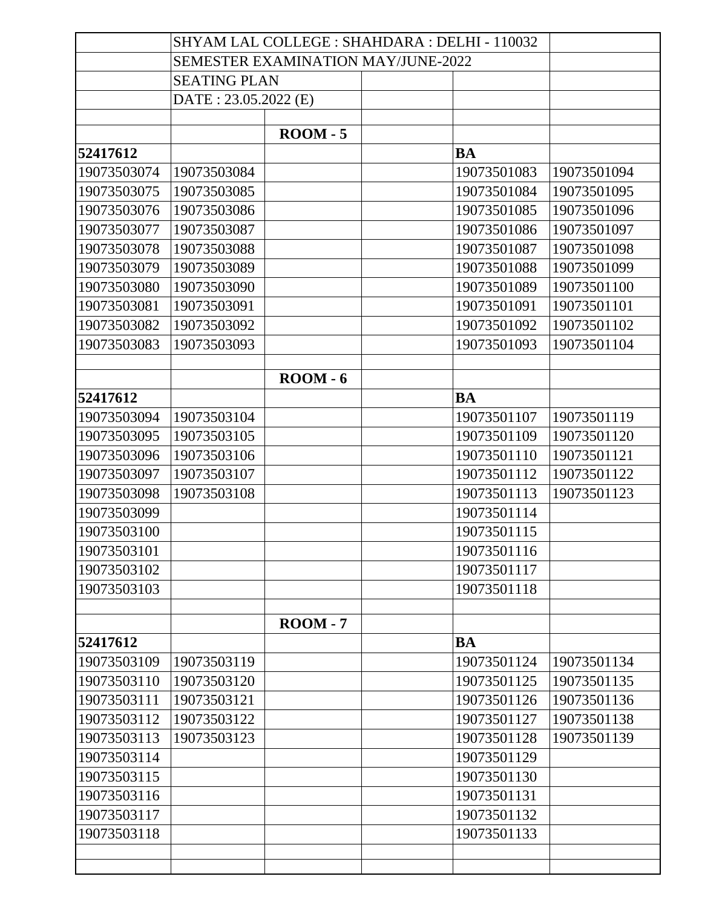| | SHYAM LAL COLLEGE : SHAHDARA : DELHI - 110032 | | | | |
|---|---|---|---|---|---|
| | SEMESTER EXAMINATION MAY/JUNE-2022 | | | | |
| | SEATING PLAN | | | | |
| | DATE : 23.05.2022 (E) | | | | |
| | | | | | |
| | | **ROOM - 5** | | | |
| **52417612** | | | | **BA** | |
| 19073503074 | 19073503084 | | | 19073501083 | 19073501094 |
| 19073503075 | 19073503085 | | | 19073501084 | 19073501095 |
| 19073503076 | 19073503086 | | | 19073501085 | 19073501096 |
| 19073503077 | 19073503087 | | | 19073501086 | 19073501097 |
| 19073503078 | 19073503088 | | | 19073501087 | 19073501098 |
| 19073503079 | 19073503089 | | | 19073501088 | 19073501099 |
| 19073503080 | 19073503090 | | | 19073501089 | 19073501100 |
| 19073503081 | 19073503091 | | | 19073501091 | 19073501101 |
| 19073503082 | 19073503092 | | | 19073501092 | 19073501102 |
| 19073503083 | 19073503093 | | | 19073501093 | 19073501104 |
| | | | | | |
| | | **ROOM - 6** | | | |
| **52417612** | | | | **BA** | |
| 19073503094 | 19073503104 | | | 19073501107 | 19073501119 |
| 19073503095 | 19073503105 | | | 19073501109 | 19073501120 |
| 19073503096 | 19073503106 | | | 19073501110 | 19073501121 |
| 19073503097 | 19073503107 | | | 19073501112 | 19073501122 |
| 19073503098 | 19073503108 | | | 19073501113 | 19073501123 |
| 19073503099 | | | | 19073501114 | |
| 19073503100 | | | | 19073501115 | |
| 19073503101 | | | | 19073501116 | |
| 19073503102 | | | | 19073501117 | |
| 19073503103 | | | | 19073501118 | |
| | | | | | |
| | | **ROOM - 7** | | | |
| **52417612** | | | | **BA** | |
| 19073503109 | 19073503119 | | | 19073501124 | 19073501134 |
| 19073503110 | 19073503120 | | | 19073501125 | 19073501135 |
| 19073503111 | 19073503121 | | | 19073501126 | 19073501136 |
| 19073503112 | 19073503122 | | | 19073501127 | 19073501138 |
| 19073503113 | 19073503123 | | | 19073501128 | 19073501139 |
| 19073503114 | | | | 19073501129 | |
| 19073503115 | | | | 19073501130 | |
| 19073503116 | | | | 19073501131 | |
| 19073503117 | | | | 19073501132 | |
| 19073503118 | | | | 19073501133 | |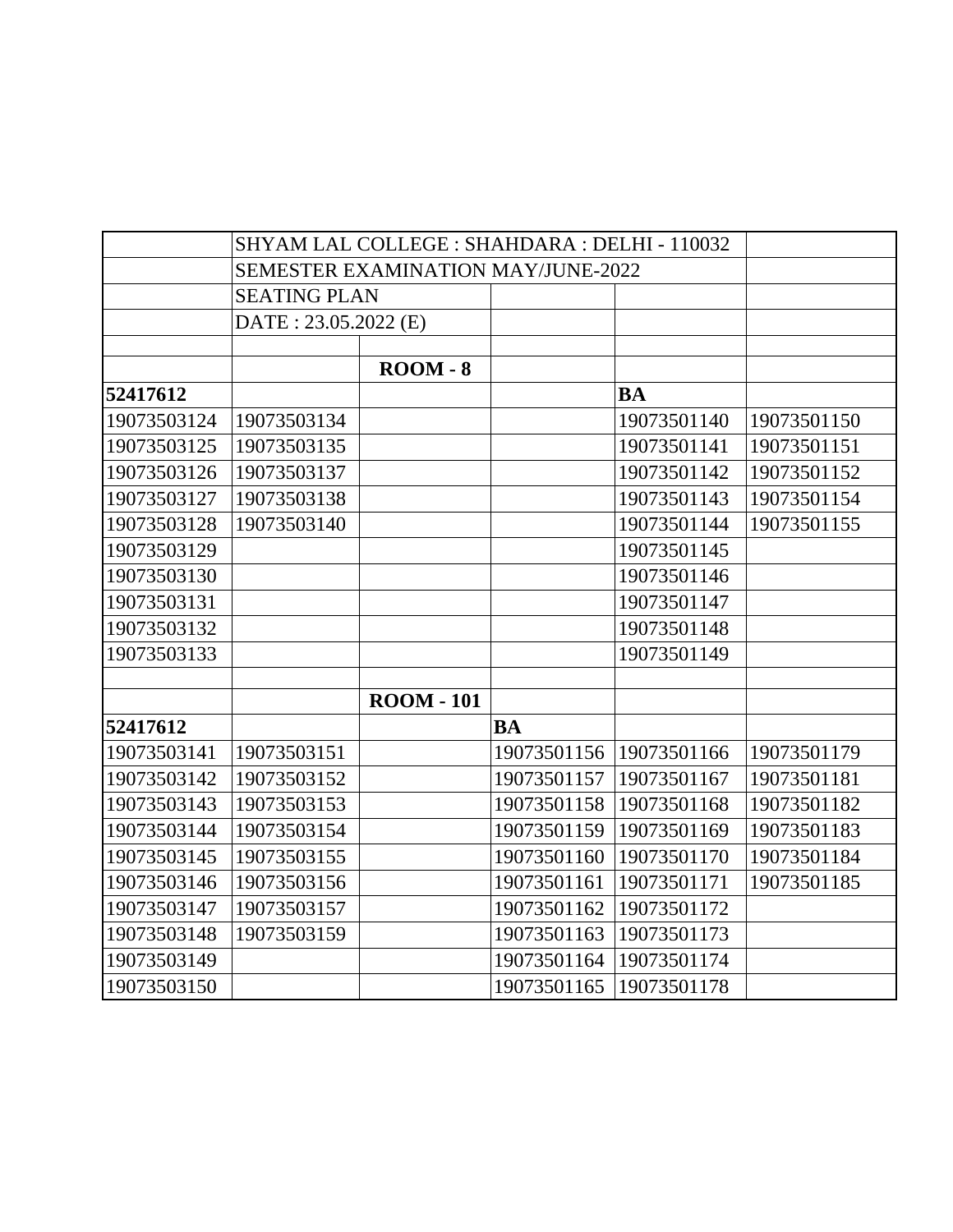| | | | | | |
|---|---|---|---|---|---|
| | SHYAM LAL COLLEGE : SHAHDARA : DELHI - 110032 | | | | |
| | SEMESTER EXAMINATION MAY/JUNE-2022 | | | | |
| | SEATING PLAN | | | | |
| | DATE : 23.05.2022 (E) | | | | |
| | | | | | |
| | | **ROOM - 8** | | | |
| **52417612** | | | | **BA** | |
| 19073503124 | 19073503134 | | | 19073501140 | 19073501150 |
| 19073503125 | 19073503135 | | | 19073501141 | 19073501151 |
| 19073503126 | 19073503137 | | | 19073501142 | 19073501152 |
| 19073503127 | 19073503138 | | | 19073501143 | 19073501154 |
| 19073503128 | 19073503140 | | | 19073501144 | 19073501155 |
| 19073503129 | | | | 19073501145 | |
| 19073503130 | | | | 19073501146 | |
| 19073503131 | | | | 19073501147 | |
| 19073503132 | | | | 19073501148 | |
| 19073503133 | | | | 19073501149 | |
| | | | | | |
| | | **ROOM - 101** | | | |
| **52417612** | | | **BA** | | |
| 19073503141 | 19073503151 | | 19073501156 | 19073501166 | 19073501179 |
| 19073503142 | 19073503152 | | 19073501157 | 19073501167 | 19073501181 |
| 19073503143 | 19073503153 | | 19073501158 | 19073501168 | 19073501182 |
| 19073503144 | 19073503154 | | 19073501159 | 19073501169 | 19073501183 |
| 19073503145 | 19073503155 | | 19073501160 | 19073501170 | 19073501184 |
| 19073503146 | 19073503156 | | 19073501161 | 19073501171 | 19073501185 |
| 19073503147 | 19073503157 | | 19073501162 | 19073501172 | |
| 19073503148 | 19073503159 | | 19073501163 | 19073501173 | |
| 19073503149 | | | 19073501164 | 19073501174 | |
| 19073503150 | | | 19073501165 | 19073501178 | |